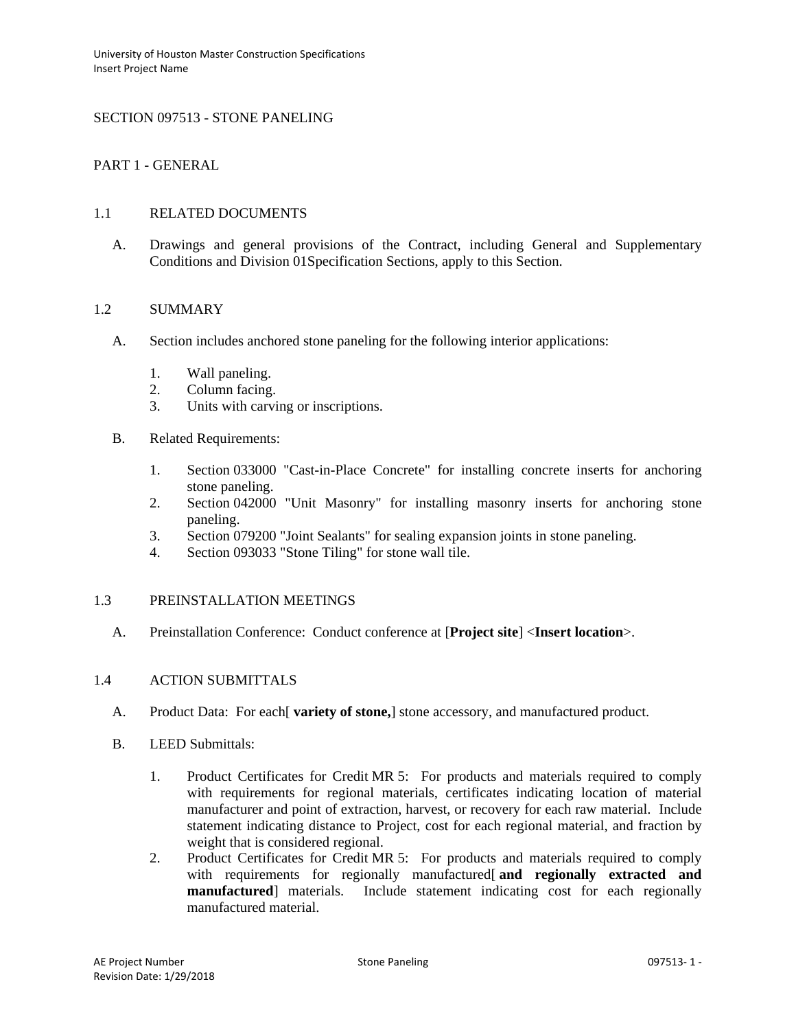# SECTION 097513 - STONE PANELING

## PART 1 - GENERAL

### 1.1 RELATED DOCUMENTS

A. Drawings and general provisions of the Contract, including General and Supplementary Conditions and Division 01Specification Sections, apply to this Section.

### 1.2 SUMMARY

A. Section includes anchored stone paneling for the following interior applications:

1. Wall paneling.
2. Column facing.
3. Units with carving or inscriptions.

B. Related Requirements:

1. Section 033000 "Cast-in-Place Concrete" for installing concrete inserts for anchoring stone paneling.
2. Section 042000 "Unit Masonry" for installing masonry inserts for anchoring stone paneling.
3. Section 079200 "Joint Sealants" for sealing expansion joints in stone paneling.
4. Section 093033 "Stone Tiling" for stone wall tile.

### 1.3 PREINSTALLATION MEETINGS

A. Preinstallation Conference: Conduct conference at [**Project site**] <**Insert location**>.

### 1.4 ACTION SUBMITTALS

A. Product Data: For each[ **variety of stone,**] stone accessory, and manufactured product.

B. LEED Submittals:

1. Product Certificates for Credit MR 5: For products and materials required to comply with requirements for regional materials, certificates indicating location of material manufacturer and point of extraction, harvest, or recovery for each raw material. Include statement indicating distance to Project, cost for each regional material, and fraction by weight that is considered regional.
2. Product Certificates for Credit MR 5: For products and materials required to comply with requirements for regionally manufactured[ **and regionally extracted and manufactured**] materials. Include statement indicating cost for each regionally manufactured material.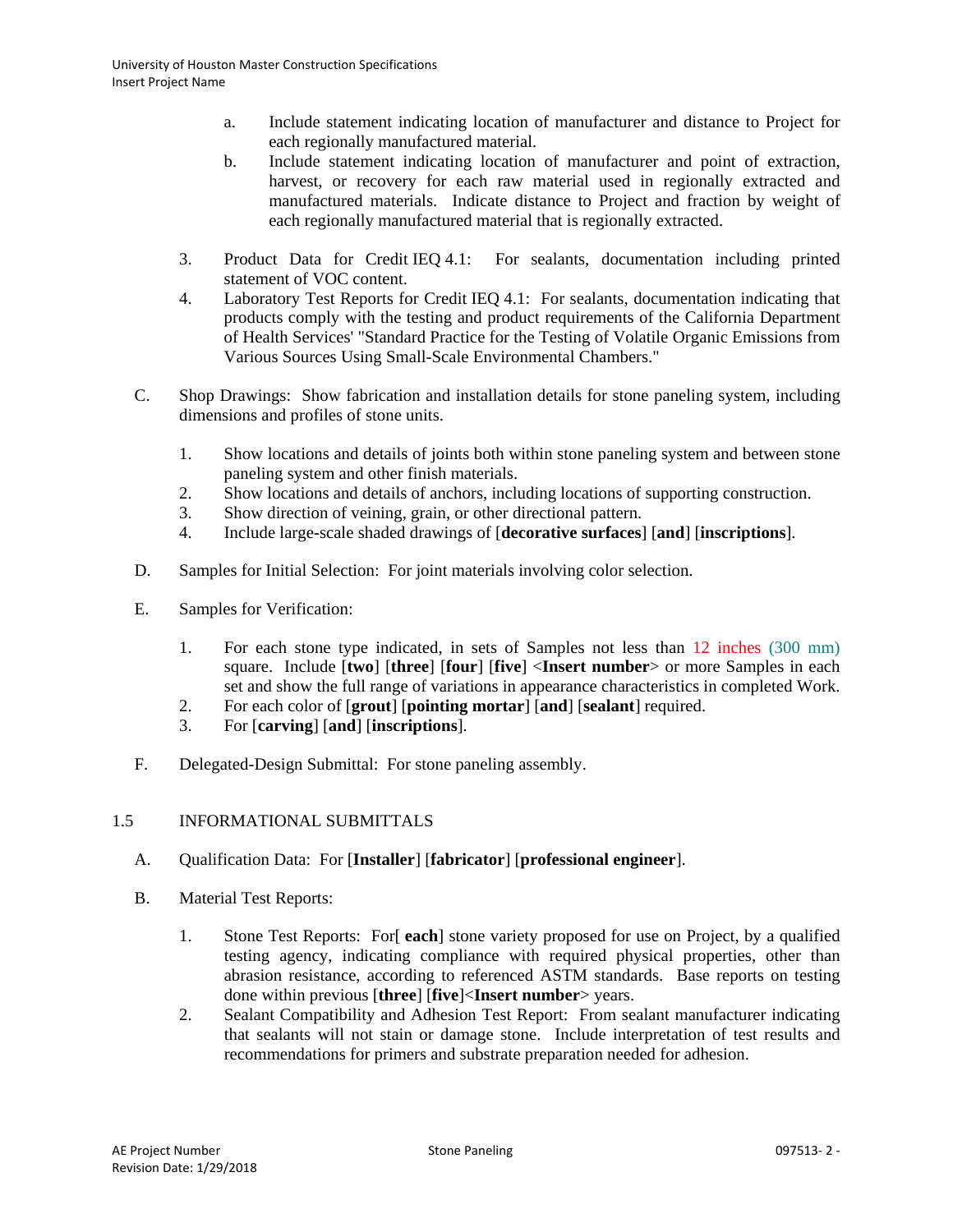a. Include statement indicating location of manufacturer and distance to Project for each regionally manufactured material.
b. Include statement indicating location of manufacturer and point of extraction, harvest, or recovery for each raw material used in regionally extracted and manufactured materials. Indicate distance to Project and fraction by weight of each regionally manufactured material that is regionally extracted.

3. Product Data for Credit IEQ 4.1: For sealants, documentation including printed statement of VOC content.
4. Laboratory Test Reports for Credit IEQ 4.1: For sealants, documentation indicating that products comply with the testing and product requirements of the California Department of Health Services' "Standard Practice for the Testing of Volatile Organic Emissions from Various Sources Using Small-Scale Environmental Chambers."

C. Shop Drawings: Show fabrication and installation details for stone paneling system, including dimensions and profiles of stone units.

1. Show locations and details of joints both within stone paneling system and between stone paneling system and other finish materials.
2. Show locations and details of anchors, including locations of supporting construction.
3. Show direction of veining, grain, or other directional pattern.
4. Include large-scale shaded drawings of [**decorative surfaces**] [**and**] [**inscriptions**].

D. Samples for Initial Selection: For joint materials involving color selection.

E. Samples for Verification:

1. For each stone type indicated, in sets of Samples not less than 12 inches (300 mm) square. Include [**two**] [**three**] [**four**] [**five**] <**Insert number**> or more Samples in each set and show the full range of variations in appearance characteristics in completed Work.
2. For each color of [**grout**] [**pointing mortar**] [**and**] [**sealant**] required.
3. For [**carving**] [**and**] [**inscriptions**].

F. Delegated-Design Submittal: For stone paneling assembly.

## 1.5 INFORMATIONAL SUBMITTALS

A. Qualification Data: For [**Installer**] [**fabricator**] [**professional engineer**].

B. Material Test Reports:

1. Stone Test Reports: For[ **each**] stone variety proposed for use on Project, by a qualified testing agency, indicating compliance with required physical properties, other than abrasion resistance, according to referenced ASTM standards. Base reports on testing done within previous [**three**] [**five**]<**Insert number**> years.
2. Sealant Compatibility and Adhesion Test Report: From sealant manufacturer indicating that sealants will not stain or damage stone. Include interpretation of test results and recommendations for primers and substrate preparation needed for adhesion.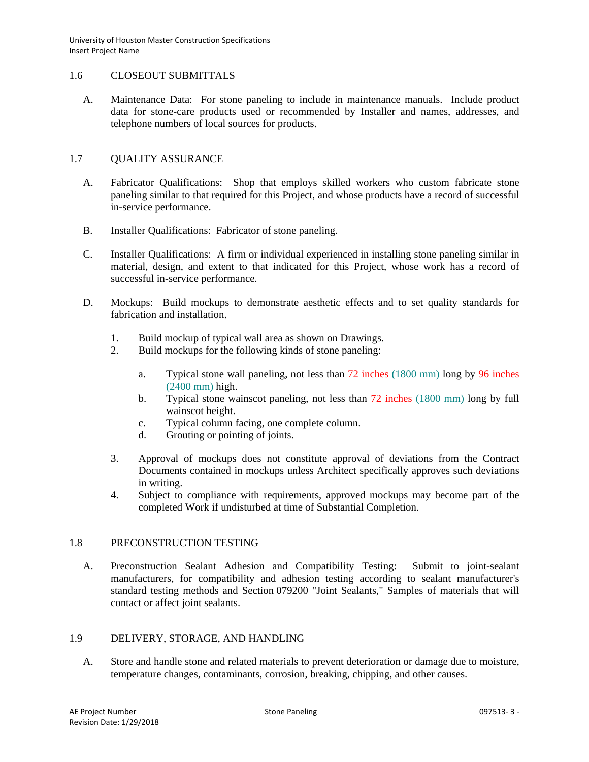## 1.6 CLOSEOUT SUBMITTALS

A. Maintenance Data: For stone paneling to include in maintenance manuals. Include product data for stone-care products used or recommended by Installer and names, addresses, and telephone numbers of local sources for products.

## 1.7 QUALITY ASSURANCE

A. Fabricator Qualifications: Shop that employs skilled workers who custom fabricate stone paneling similar to that required for this Project, and whose products have a record of successful in-service performance.

B. Installer Qualifications: Fabricator of stone paneling.

C. Installer Qualifications: A firm or individual experienced in installing stone paneling similar in material, design, and extent to that indicated for this Project, whose work has a record of successful in-service performance.

D. Mockups: Build mockups to demonstrate aesthetic effects and to set quality standards for fabrication and installation.

1. Build mockup of typical wall area as shown on Drawings.
2. Build mockups for the following kinds of stone paneling:
    a. Typical stone wall paneling, not less than 72 inches (1800 mm) long by 96 inches (2400 mm) high.
    b. Typical stone wainscot paneling, not less than 72 inches (1800 mm) long by full wainscot height.
    c. Typical column facing, one complete column.
    d. Grouting or pointing of joints.
3. Approval of mockups does not constitute approval of deviations from the Contract Documents contained in mockups unless Architect specifically approves such deviations in writing.
4. Subject to compliance with requirements, approved mockups may become part of the completed Work if undisturbed at time of Substantial Completion.

## 1.8 PRECONSTRUCTION TESTING

A. Preconstruction Sealant Adhesion and Compatibility Testing: Submit to joint-sealant manufacturers, for compatibility and adhesion testing according to sealant manufacturer's standard testing methods and Section 079200 "Joint Sealants," Samples of materials that will contact or affect joint sealants.

## 1.9 DELIVERY, STORAGE, AND HANDLING

A. Store and handle stone and related materials to prevent deterioration or damage due to moisture, temperature changes, contaminants, corrosion, breaking, chipping, and other causes.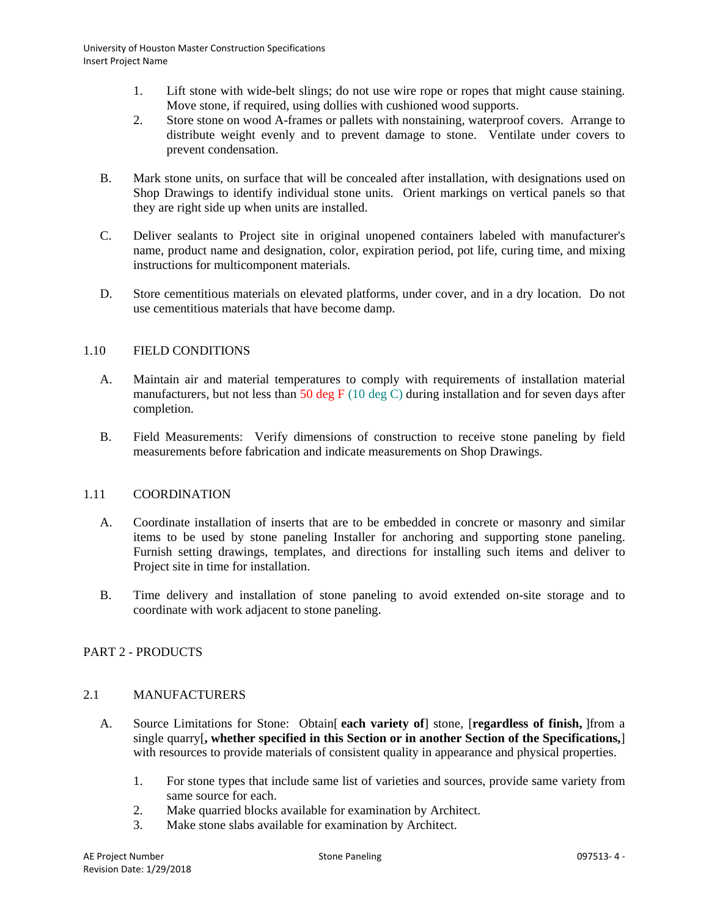1. Lift stone with wide-belt slings; do not use wire rope or ropes that might cause staining. Move stone, if required, using dollies with cushioned wood supports.
2. Store stone on wood A-frames or pallets with nonstaining, waterproof covers. Arrange to distribute weight evenly and to prevent damage to stone. Ventilate under covers to prevent condensation.

B. Mark stone units, on surface that will be concealed after installation, with designations used on Shop Drawings to identify individual stone units. Orient markings on vertical panels so that they are right side up when units are installed.

C. Deliver sealants to Project site in original unopened containers labeled with manufacturer's name, product name and designation, color, expiration period, pot life, curing time, and mixing instructions for multicomponent materials.

D. Store cementitious materials on elevated platforms, under cover, and in a dry location. Do not use cementitious materials that have become damp.

## 1.10 FIELD CONDITIONS

A. Maintain air and material temperatures to comply with requirements of installation material manufacturers, but not less than 50 deg F (10 deg C) during installation and for seven days after completion.

B. Field Measurements: Verify dimensions of construction to receive stone paneling by field measurements before fabrication and indicate measurements on Shop Drawings.

## 1.11 COORDINATION

A. Coordinate installation of inserts that are to be embedded in concrete or masonry and similar items to be used by stone paneling Installer for anchoring and supporting stone paneling. Furnish setting drawings, templates, and directions for installing such items and deliver to Project site in time for installation.

B. Time delivery and installation of stone paneling to avoid extended on-site storage and to coordinate with work adjacent to stone paneling.

# PART 2 - PRODUCTS

## 2.1 MANUFACTURERS

A. Source Limitations for Stone: Obtain[ **each variety of**] stone, [**regardless of finish,** ]from a single quarry[**, whether specified in this Section or in another Section of the Specifications,**] with resources to provide materials of consistent quality in appearance and physical properties.

1. For stone types that include same list of varieties and sources, provide same variety from same source for each.
2. Make quarried blocks available for examination by Architect.
3. Make stone slabs available for examination by Architect.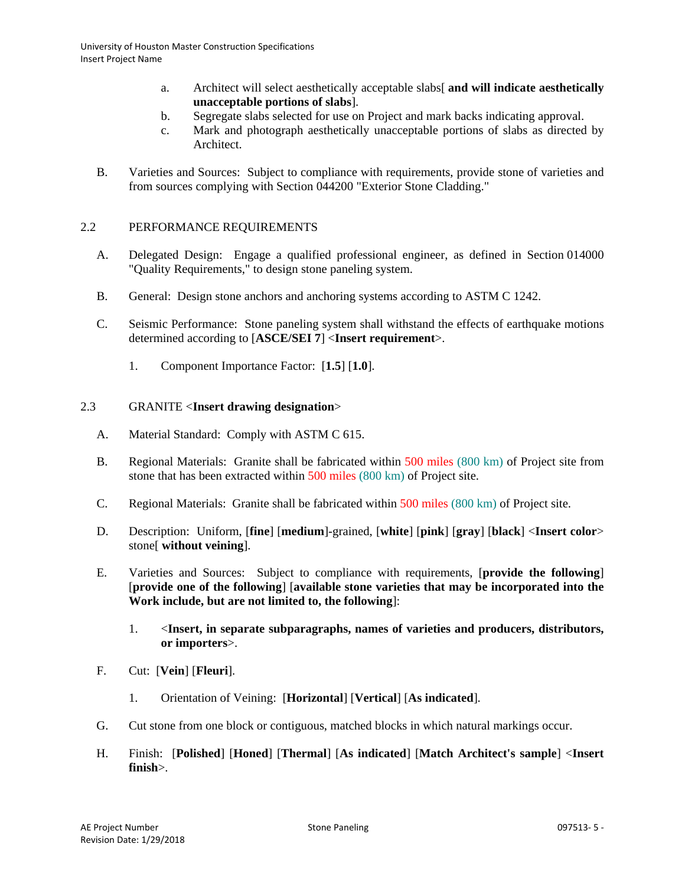a. Architect will select aesthetically acceptable slabs[ **and will indicate aesthetically unacceptable portions of slabs**].

b. Segregate slabs selected for use on Project and mark backs indicating approval.

c. Mark and photograph aesthetically unacceptable portions of slabs as directed by Architect.

B. Varieties and Sources: Subject to compliance with requirements, provide stone of varieties and from sources complying with Section 044200 "Exterior Stone Cladding."

## 2.2 PERFORMANCE REQUIREMENTS

A. Delegated Design: Engage a qualified professional engineer, as defined in Section 014000 "Quality Requirements," to design stone paneling system.

B. General: Design stone anchors and anchoring systems according to ASTM C 1242.

C. Seismic Performance: Stone paneling system shall withstand the effects of earthquake motions determined according to [**ASCE/SEI 7**] <**Insert requirement**>.

1. Component Importance Factor: [**1.5**] [**1.0**].

## 2.3 GRANITE <**Insert drawing designation**>

A. Material Standard: Comply with ASTM C 615.

B. Regional Materials: Granite shall be fabricated within 500 miles (800 km) of Project site from stone that has been extracted within 500 miles (800 km) of Project site.

C. Regional Materials: Granite shall be fabricated within 500 miles (800 km) of Project site.

D. Description: Uniform, [**fine**] [**medium**]-grained, [**white**] [**pink**] [**gray**] [**black**] <**Insert color**> stone[ **without veining**].

E. Varieties and Sources: Subject to compliance with requirements, [**provide the following**] [**provide one of the following**] [**available stone varieties that may be incorporated into the Work include, but are not limited to, the following**]:

1. <**Insert, in separate subparagraphs, names of varieties and producers, distributors, or importers**>.

F. Cut: [**Vein**] [**Fleuri**].

1. Orientation of Veining: [**Horizontal**] [**Vertical**] [**As indicated**].

G. Cut stone from one block or contiguous, matched blocks in which natural markings occur.

H. Finish: [**Polished**] [**Honed**] [**Thermal**] [**As indicated**] [**Match Architect's sample**] <**Insert finish**>.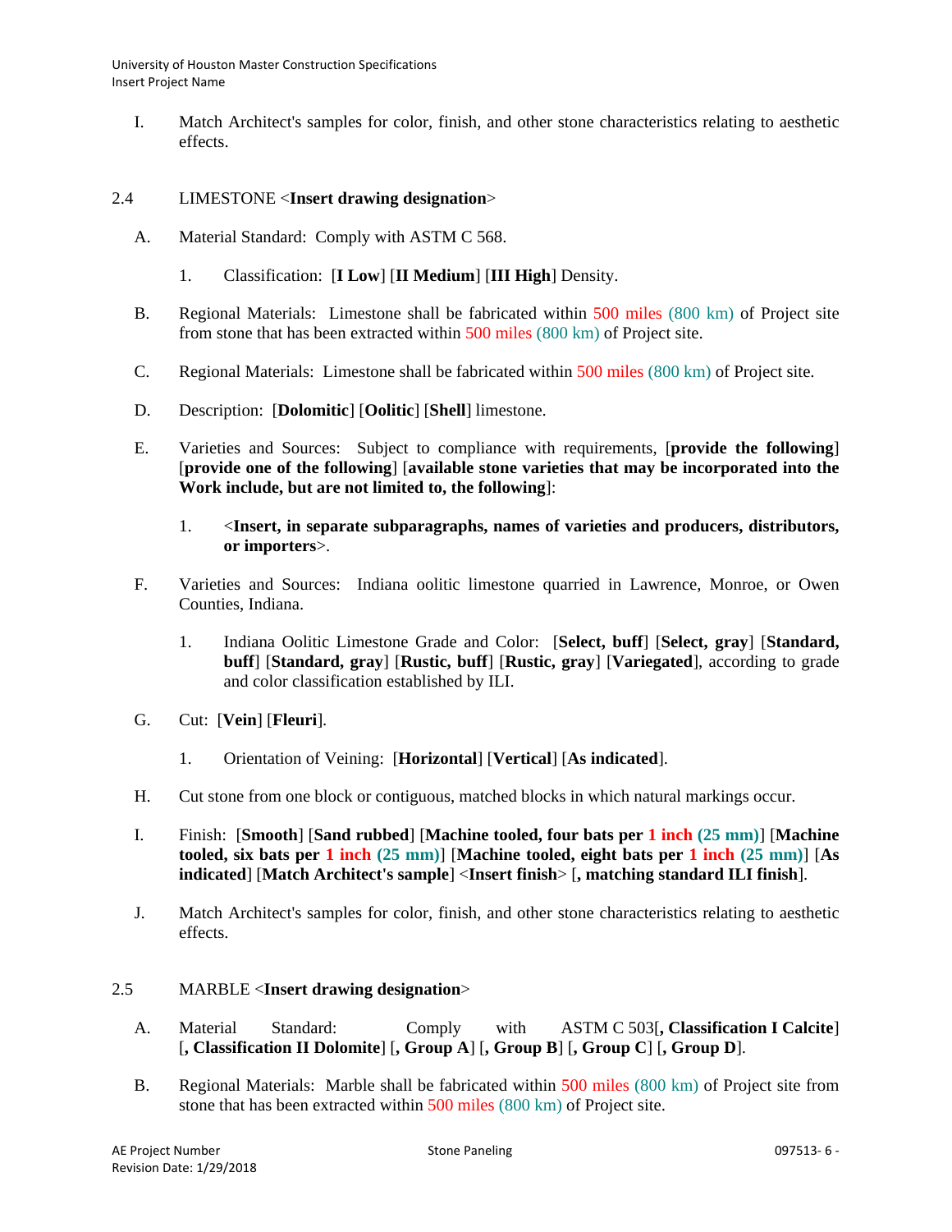I. Match Architect's samples for color, finish, and other stone characteristics relating to aesthetic effects.

## 2.4 LIMESTONE <**Insert drawing designation**>

A. Material Standard: Comply with ASTM C 568.

1. Classification: [**I Low**] [**II Medium**] [**III High**] Density.

B. Regional Materials: Limestone shall be fabricated within 500 miles (800 km) of Project site from stone that has been extracted within 500 miles (800 km) of Project site.

C. Regional Materials: Limestone shall be fabricated within 500 miles (800 km) of Project site.

D. Description: [**Dolomitic**] [**Oolitic**] [**Shell**] limestone.

E. Varieties and Sources: Subject to compliance with requirements, [**provide the following**] [**provide one of the following**] [**available stone varieties that may be incorporated into the Work include, but are not limited to, the following**]:

1. <**Insert, in separate subparagraphs, names of varieties and producers, distributors, or importers**>.

F. Varieties and Sources: Indiana oolitic limestone quarried in Lawrence, Monroe, or Owen Counties, Indiana.

1. Indiana Oolitic Limestone Grade and Color: [**Select, buff**] [**Select, gray**] [**Standard, buff**] [**Standard, gray**] [**Rustic, buff**] [**Rustic, gray**] [**Variegated**], according to grade and color classification established by ILI.

G. Cut: [**Vein**] [**Fleuri**].

1. Orientation of Veining: [**Horizontal**] [**Vertical**] [**As indicated**].

H. Cut stone from one block or contiguous, matched blocks in which natural markings occur.

I. Finish: [**Smooth**] [**Sand rubbed**] [**Machine tooled, four bats per 1 inch (25 mm)**] [**Machine tooled, six bats per 1 inch (25 mm)**] [**Machine tooled, eight bats per 1 inch (25 mm)**] [**As indicated**] [**Match Architect's sample**] <**Insert finish**> [**, matching standard ILI finish**].

J. Match Architect's samples for color, finish, and other stone characteristics relating to aesthetic effects.

## 2.5 MARBLE <**Insert drawing designation**>

A. Material Standard: Comply with ASTM C 503[**, Classification I Calcite**] [**, Classification II Dolomite**] [**, Group A**] [**, Group B**] [**, Group C**] [**, Group D**].

B. Regional Materials: Marble shall be fabricated within 500 miles (800 km) of Project site from stone that has been extracted within 500 miles (800 km) of Project site.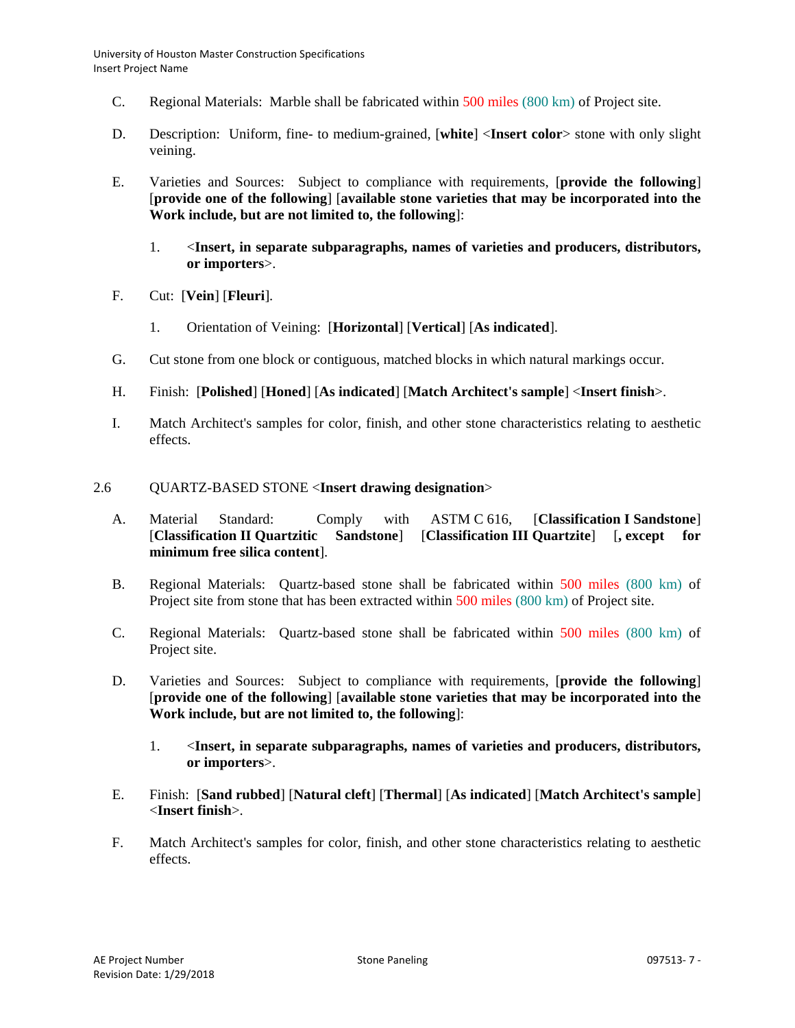C. Regional Materials: Marble shall be fabricated within 500 miles (800 km) of Project site.

D. Description: Uniform, fine- to medium-grained, [**white**] <**Insert color**> stone with only slight veining.

E. Varieties and Sources: Subject to compliance with requirements, [**provide the following**] [**provide one of the following**] [**available stone varieties that may be incorporated into the Work include, but are not limited to, the following**]:

   1. <**Insert, in separate subparagraphs, names of varieties and producers, distributors, or importers**>.

F. Cut: [**Vein**] [**Fleuri**].

   1. Orientation of Veining: [**Horizontal**] [**Vertical**] [**As indicated**].

G. Cut stone from one block or contiguous, matched blocks in which natural markings occur.

H. Finish: [**Polished**] [**Honed**] [**As indicated**] [**Match Architect's sample**] <**Insert finish**>.

I. Match Architect's samples for color, finish, and other stone characteristics relating to aesthetic effects.

## 2.6 QUARTZ-BASED STONE <**Insert drawing designation**>

A. Material Standard: Comply with ASTM C 616, [**Classification I Sandstone**] [**Classification II Quartzitic Sandstone**] [**Classification III Quartzite**] [**, except for minimum free silica content**].

B. Regional Materials: Quartz-based stone shall be fabricated within 500 miles (800 km) of Project site from stone that has been extracted within 500 miles (800 km) of Project site.

C. Regional Materials: Quartz-based stone shall be fabricated within 500 miles (800 km) of Project site.

D. Varieties and Sources: Subject to compliance with requirements, [**provide the following**] [**provide one of the following**] [**available stone varieties that may be incorporated into the Work include, but are not limited to, the following**]:

   1. <**Insert, in separate subparagraphs, names of varieties and producers, distributors, or importers**>.

E. Finish: [**Sand rubbed**] [**Natural cleft**] [**Thermal**] [**As indicated**] [**Match Architect's sample**] <**Insert finish**>.

F. Match Architect's samples for color, finish, and other stone characteristics relating to aesthetic effects.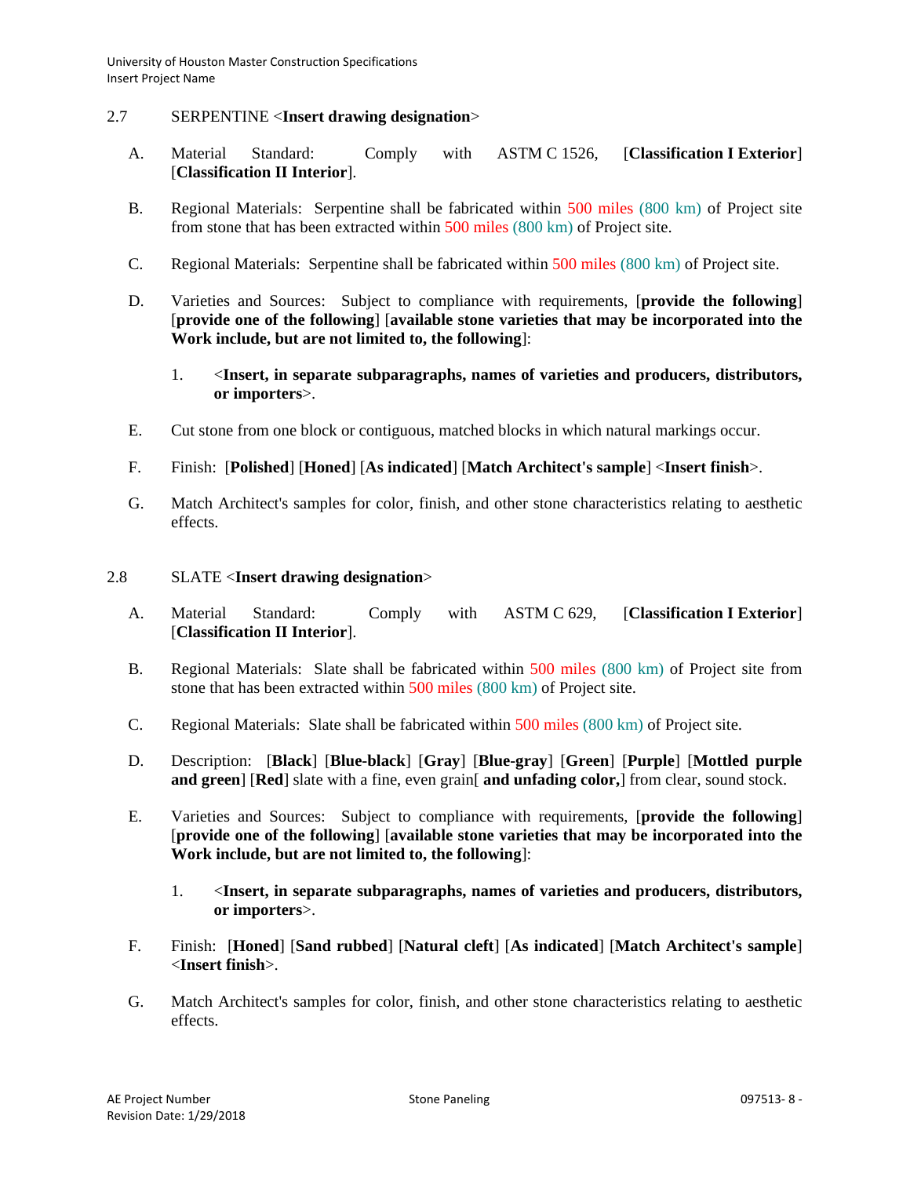## 2.7 SERPENTINE <**Insert drawing designation**>

A. Material Standard: Comply with ASTM C 1526, [**Classification I Exterior**] [**Classification II Interior**].

B. Regional Materials: Serpentine shall be fabricated within 500 miles (800 km) of Project site from stone that has been extracted within 500 miles (800 km) of Project site.

C. Regional Materials: Serpentine shall be fabricated within 500 miles (800 km) of Project site.

D. Varieties and Sources: Subject to compliance with requirements, [**provide the following**] [**provide one of the following**] [**available stone varieties that may be incorporated into the Work include, but are not limited to, the following**]:

   1. <**Insert, in separate subparagraphs, names of varieties and producers, distributors, or importers**>.

E. Cut stone from one block or contiguous, matched blocks in which natural markings occur.

F. Finish: [**Polished**] [**Honed**] [**As indicated**] [**Match Architect's sample**] <**Insert finish**>.

G. Match Architect's samples for color, finish, and other stone characteristics relating to aesthetic effects.

## 2.8 SLATE <**Insert drawing designation**>

A. Material Standard: Comply with ASTM C 629, [**Classification I Exterior**] [**Classification II Interior**].

B. Regional Materials: Slate shall be fabricated within 500 miles (800 km) of Project site from stone that has been extracted within 500 miles (800 km) of Project site.

C. Regional Materials: Slate shall be fabricated within 500 miles (800 km) of Project site.

D. Description: [**Black**] [**Blue-black**] [**Gray**] [**Blue-gray**] [**Green**] [**Purple**] [**Mottled purple and green**] [**Red**] slate with a fine, even grain[ **and unfading color,**] from clear, sound stock.

E. Varieties and Sources: Subject to compliance with requirements, [**provide the following**] [**provide one of the following**] [**available stone varieties that may be incorporated into the Work include, but are not limited to, the following**]:

   1. <**Insert, in separate subparagraphs, names of varieties and producers, distributors, or importers**>.

F. Finish: [**Honed**] [**Sand rubbed**] [**Natural cleft**] [**As indicated**] [**Match Architect's sample**] <**Insert finish**>.

G. Match Architect's samples for color, finish, and other stone characteristics relating to aesthetic effects.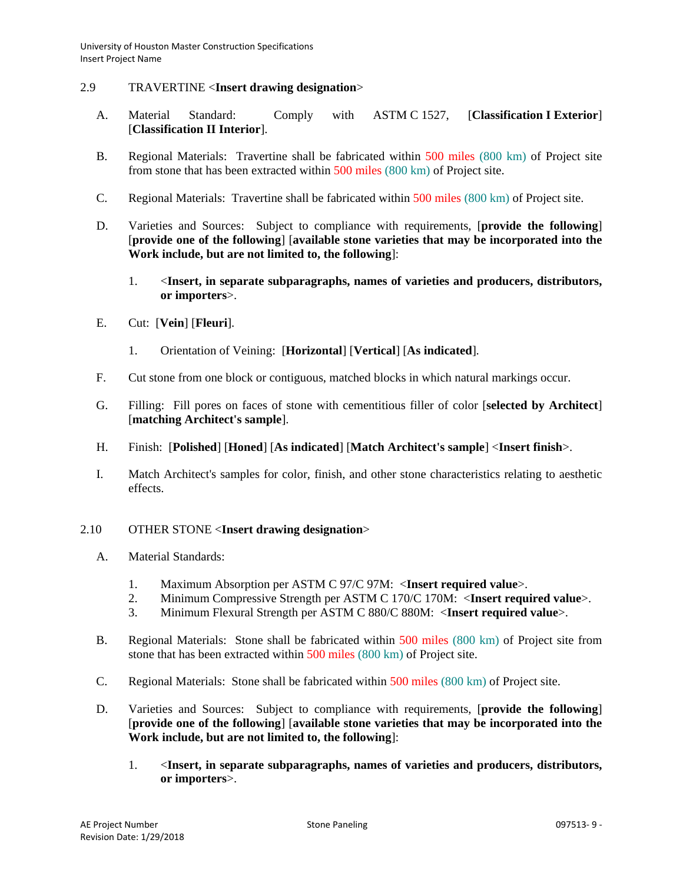## 2.9 TRAVERTINE <**Insert drawing designation**>

A. Material Standard: Comply with ASTM C 1527, [**Classification I Exterior**] [**Classification II Interior**].

B. Regional Materials: Travertine shall be fabricated within 500 miles (800 km) of Project site from stone that has been extracted within 500 miles (800 km) of Project site.

C. Regional Materials: Travertine shall be fabricated within 500 miles (800 km) of Project site.

D. Varieties and Sources: Subject to compliance with requirements, [**provide the following**] [**provide one of the following**] [**available stone varieties that may be incorporated into the Work include, but are not limited to, the following**]:

   1. <**Insert, in separate subparagraphs, names of varieties and producers, distributors, or importers**>.

E. Cut: [**Vein**] [**Fleuri**].

   1. Orientation of Veining: [**Horizontal**] [**Vertical**] [**As indicated**].

F. Cut stone from one block or contiguous, matched blocks in which natural markings occur.

G. Filling: Fill pores on faces of stone with cementitious filler of color [**selected by Architect**] [**matching Architect's sample**].

H. Finish: [**Polished**] [**Honed**] [**As indicated**] [**Match Architect's sample**] <**Insert finish**>.

I. Match Architect's samples for color, finish, and other stone characteristics relating to aesthetic effects.

## 2.10 OTHER STONE <**Insert drawing designation**>

A. Material Standards:

   1. Maximum Absorption per ASTM C 97/C 97M: <**Insert required value**>.
   2. Minimum Compressive Strength per ASTM C 170/C 170M: <**Insert required value**>.
   3. Minimum Flexural Strength per ASTM C 880/C 880M: <**Insert required value**>.

B. Regional Materials: Stone shall be fabricated within 500 miles (800 km) of Project site from stone that has been extracted within 500 miles (800 km) of Project site.

C. Regional Materials: Stone shall be fabricated within 500 miles (800 km) of Project site.

D. Varieties and Sources: Subject to compliance with requirements, [**provide the following**] [**provide one of the following**] [**available stone varieties that may be incorporated into the Work include, but are not limited to, the following**]:

   1. <**Insert, in separate subparagraphs, names of varieties and producers, distributors, or importers**>.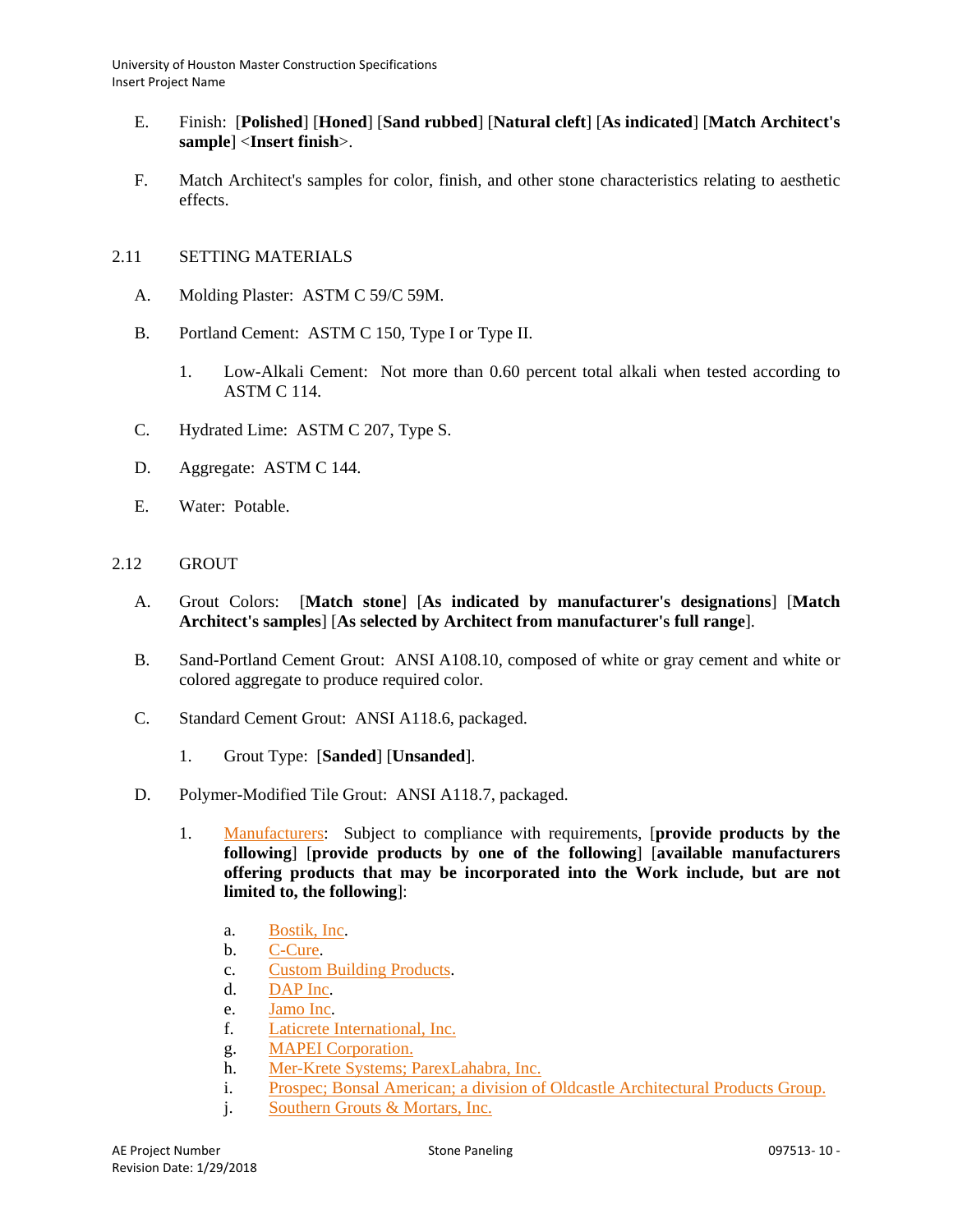E. Finish: [**Polished**] [**Honed**] [**Sand rubbed**] [**Natural cleft**] [**As indicated**] [**Match Architect's sample**] <**Insert finish**>.

F. Match Architect's samples for color, finish, and other stone characteristics relating to aesthetic effects.

## 2.11 SETTING MATERIALS

A. Molding Plaster: ASTM C 59/C 59M.

B. Portland Cement: ASTM C 150, Type I or Type II.

1. Low-Alkali Cement: Not more than 0.60 percent total alkali when tested according to ASTM C 114.

C. Hydrated Lime: ASTM C 207, Type S.

D. Aggregate: ASTM C 144.

E. Water: Potable.

## 2.12 GROUT

A. Grout Colors: [**Match stone**] [**As indicated by manufacturer's designations**] [**Match Architect's samples**] [**As selected by Architect from manufacturer's full range**].

B. Sand-Portland Cement Grout: ANSI A108.10, composed of white or gray cement and white or colored aggregate to produce required color.

C. Standard Cement Grout: ANSI A118.6, packaged.

1. Grout Type: [**Sanded**] [**Unsanded**].

D. Polymer-Modified Tile Grout: ANSI A118.7, packaged.

1. Manufacturers: Subject to compliance with requirements, [**provide products by the following**] [**provide products by one of the following**] [**available manufacturers offering products that may be incorporated into the Work include, but are not limited to, the following**]:

   a. Bostik, Inc.
   b. C-Cure.
   c. Custom Building Products.
   d. DAP Inc.
   e. Jamo Inc.
   f. Laticrete International, Inc.
   g. MAPEI Corporation.
   h. Mer-Krete Systems; ParexLahabra, Inc.
   i. Prospec; Bonsal American; a division of Oldcastle Architectural Products Group.
   j. Southern Grouts & Mortars, Inc.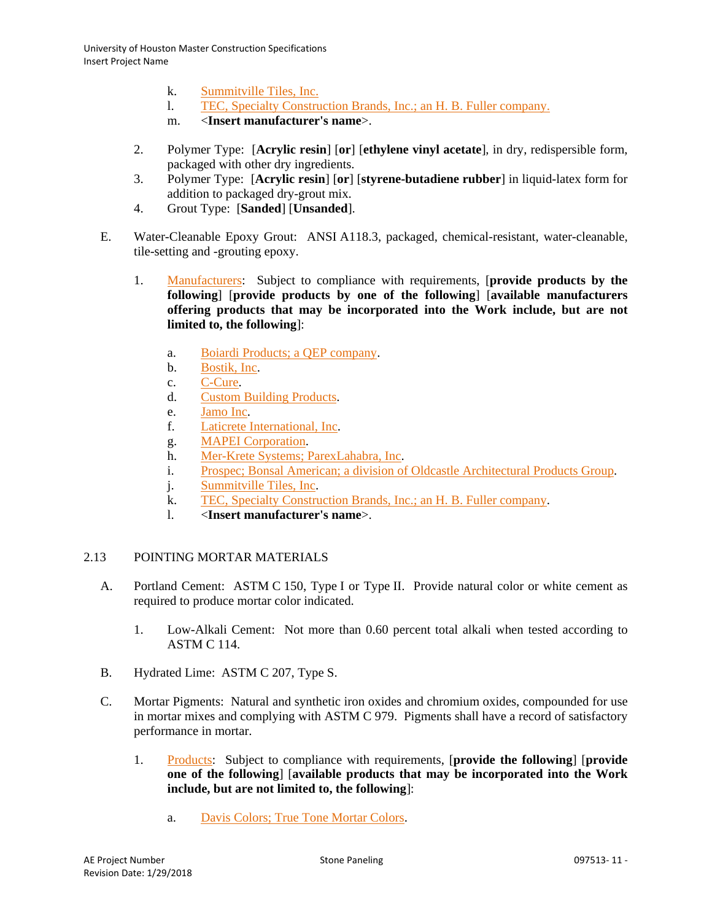k. Summitville Tiles, Inc.
l. TEC, Specialty Construction Brands, Inc.; an H. B. Fuller company.
m. <**Insert manufacturer's name**>.

2. Polymer Type: [**Acrylic resin**] [**or**] [**ethylene vinyl acetate**], in dry, redispersible form, packaged with other dry ingredients.
3. Polymer Type: [**Acrylic resin**] [**or**] [**styrene-butadiene rubber**] in liquid-latex form for addition to packaged dry-grout mix.
4. Grout Type: [**Sanded**] [**Unsanded**].

E. Water-Cleanable Epoxy Grout: ANSI A118.3, packaged, chemical-resistant, water-cleanable, tile-setting and -grouting epoxy.

1. Manufacturers: Subject to compliance with requirements, [**provide products by the following**] [**provide products by one of the following**] [**available manufacturers offering products that may be incorporated into the Work include, but are not limited to, the following**]:

a. Boiardi Products; a QEP company.
b. Bostik, Inc.
c. C-Cure.
d. Custom Building Products.
e. Jamo Inc.
f. Laticrete International, Inc.
g. MAPEI Corporation.
h. Mer-Krete Systems; ParexLahabra, Inc.
i. Prospec; Bonsal American; a division of Oldcastle Architectural Products Group.
j. Summitville Tiles, Inc.
k. TEC, Specialty Construction Brands, Inc.; an H. B. Fuller company.
l. <**Insert manufacturer's name**>.

## 2.13 POINTING MORTAR MATERIALS

A. Portland Cement: ASTM C 150, Type I or Type II. Provide natural color or white cement as required to produce mortar color indicated.

1. Low-Alkali Cement: Not more than 0.60 percent total alkali when tested according to ASTM C 114.

B. Hydrated Lime: ASTM C 207, Type S.

C. Mortar Pigments: Natural and synthetic iron oxides and chromium oxides, compounded for use in mortar mixes and complying with ASTM C 979. Pigments shall have a record of satisfactory performance in mortar.

1. Products: Subject to compliance with requirements, [**provide the following**] [**provide one of the following**] [**available products that may be incorporated into the Work include, but are not limited to, the following**]:

a. Davis Colors; True Tone Mortar Colors.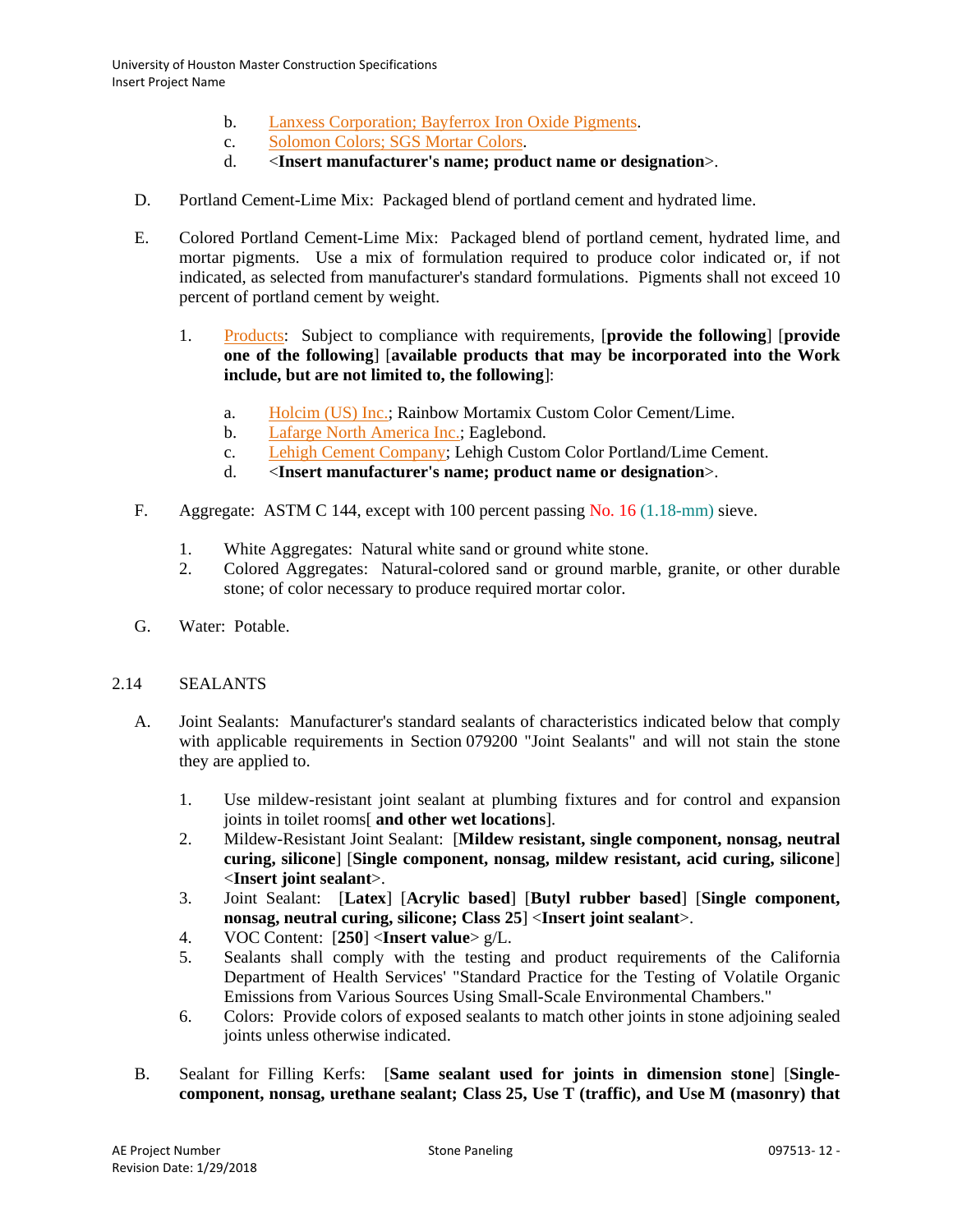b. Lanxess Corporation; Bayferrox Iron Oxide Pigments.
c. Solomon Colors; SGS Mortar Colors.
d. <**Insert manufacturer's name; product name or designation**>.

D. Portland Cement-Lime Mix: Packaged blend of portland cement and hydrated lime.

E. Colored Portland Cement-Lime Mix: Packaged blend of portland cement, hydrated lime, and mortar pigments. Use a mix of formulation required to produce color indicated or, if not indicated, as selected from manufacturer's standard formulations. Pigments shall not exceed 10 percent of portland cement by weight.

1. Products: Subject to compliance with requirements, [**provide the following**] [**provide one of the following**] [**available products that may be incorporated into the Work include, but are not limited to, the following**]:

   a. Holcim (US) Inc.; Rainbow Mortamix Custom Color Cement/Lime.
   b. Lafarge North America Inc.; Eaglebond.
   c. Lehigh Cement Company; Lehigh Custom Color Portland/Lime Cement.
   d. <**Insert manufacturer's name; product name or designation**>.

F. Aggregate: ASTM C 144, except with 100 percent passing No. 16 (1.18-mm) sieve.

1. White Aggregates: Natural white sand or ground white stone.
2. Colored Aggregates: Natural-colored sand or ground marble, granite, or other durable stone; of color necessary to produce required mortar color.

G. Water: Potable.

## 2.14 SEALANTS

A. Joint Sealants: Manufacturer's standard sealants of characteristics indicated below that comply with applicable requirements in Section 079200 "Joint Sealants" and will not stain the stone they are applied to.

1. Use mildew-resistant joint sealant at plumbing fixtures and for control and expansion joints in toilet rooms[ **and other wet locations**].
2. Mildew-Resistant Joint Sealant: [**Mildew resistant, single component, nonsag, neutral curing, silicone**] [**Single component, nonsag, mildew resistant, acid curing, silicone**] <**Insert joint sealant**>.
3. Joint Sealant: [**Latex**] [**Acrylic based**] [**Butyl rubber based**] [**Single component, nonsag, neutral curing, silicone; Class 25**] <**Insert joint sealant**>.
4. VOC Content: [**250**] <**Insert value**> g/L.
5. Sealants shall comply with the testing and product requirements of the California Department of Health Services' "Standard Practice for the Testing of Volatile Organic Emissions from Various Sources Using Small-Scale Environmental Chambers."
6. Colors: Provide colors of exposed sealants to match other joints in stone adjoining sealed joints unless otherwise indicated.

B. Sealant for Filling Kerfs: [**Same sealant used for joints in dimension stone**] [**Single-component, nonsag, urethane sealant; Class 25, Use T (traffic), and Use M (masonry) that**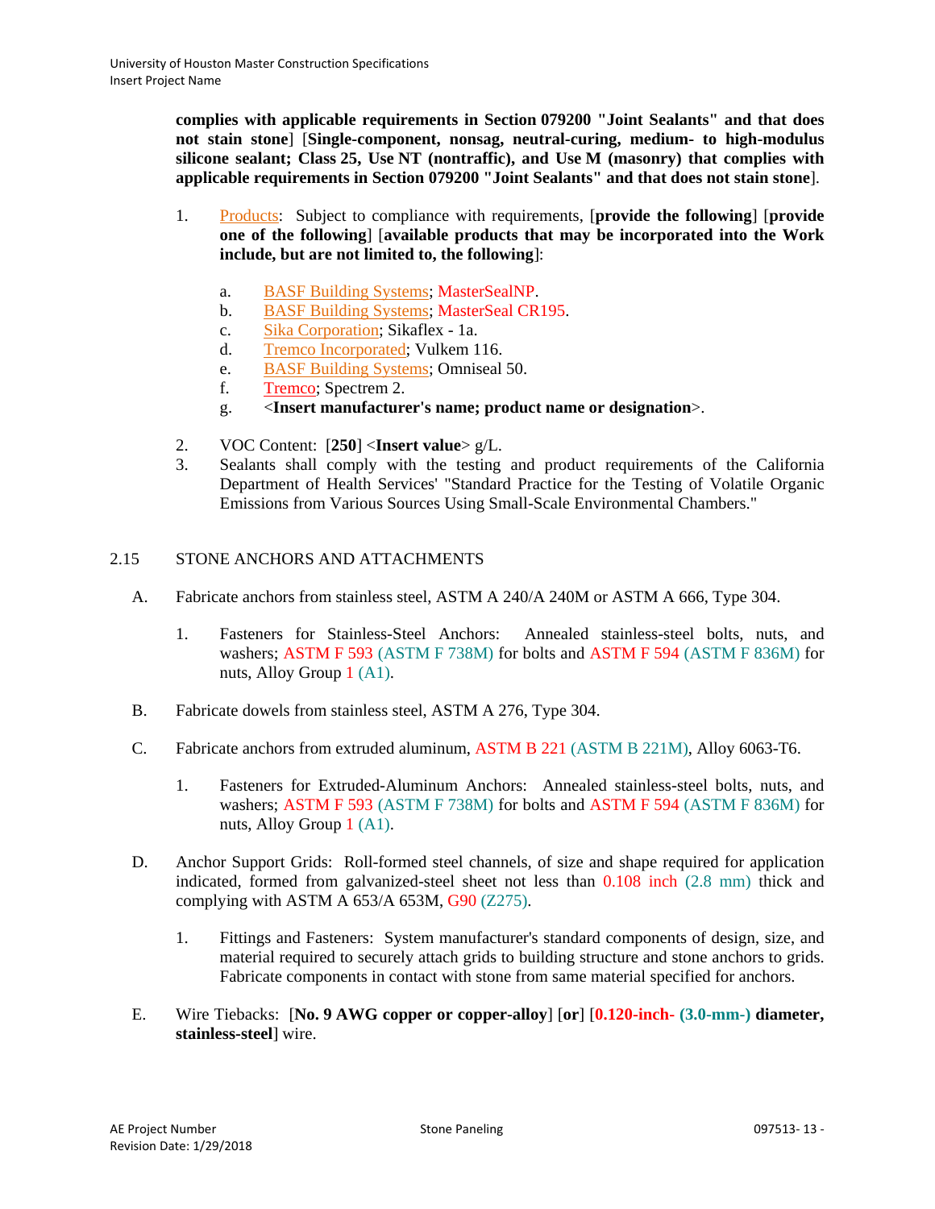**complies with applicable requirements in Section 079200 "Joint Sealants" and that does not stain stone**] [**Single-component, nonsag, neutral-curing, medium- to high-modulus silicone sealant; Class 25, Use NT (nontraffic), and Use M (masonry) that complies with applicable requirements in Section 079200 "Joint Sealants" and that does not stain stone**].

1. Products: Subject to compliance with requirements, [**provide the following**] [**provide one of the following**] [**available products that may be incorporated into the Work include, but are not limited to, the following**]:
   a. BASF Building Systems; MasterSealNP.
   b. BASF Building Systems; MasterSeal CR195.
   c. Sika Corporation; Sikaflex - 1a.
   d. Tremco Incorporated; Vulkem 116.
   e. BASF Building Systems; Omniseal 50.
   f. Tremco; Spectrem 2.
   g. <**Insert manufacturer's name; product name or designation**>.
2. VOC Content: [**250**] <**Insert value**> g/L.
3. Sealants shall comply with the testing and product requirements of the California Department of Health Services' "Standard Practice for the Testing of Volatile Organic Emissions from Various Sources Using Small-Scale Environmental Chambers."

## 2.15 STONE ANCHORS AND ATTACHMENTS

A. Fabricate anchors from stainless steel, ASTM A 240/A 240M or ASTM A 666, Type 304.
   1. Fasteners for Stainless-Steel Anchors: Annealed stainless-steel bolts, nuts, and washers; ASTM F 593 (ASTM F 738M) for bolts and ASTM F 594 (ASTM F 836M) for nuts, Alloy Group 1 (A1).

B. Fabricate dowels from stainless steel, ASTM A 276, Type 304.

C. Fabricate anchors from extruded aluminum, ASTM B 221 (ASTM B 221M), Alloy 6063-T6.
   1. Fasteners for Extruded-Aluminum Anchors: Annealed stainless-steel bolts, nuts, and washers; ASTM F 593 (ASTM F 738M) for bolts and ASTM F 594 (ASTM F 836M) for nuts, Alloy Group 1 (A1).

D. Anchor Support Grids: Roll-formed steel channels, of size and shape required for application indicated, formed from galvanized-steel sheet not less than 0.108 inch (2.8 mm) thick and complying with ASTM A 653/A 653M, G90 (Z275).
   1. Fittings and Fasteners: System manufacturer's standard components of design, size, and material required to securely attach grids to building structure and stone anchors to grids. Fabricate components in contact with stone from same material specified for anchors.

E. Wire Tiebacks: [**No. 9 AWG copper or copper-alloy**] [**or**] [**0.120-inch- (3.0-mm-) diameter, stainless-steel**] wire.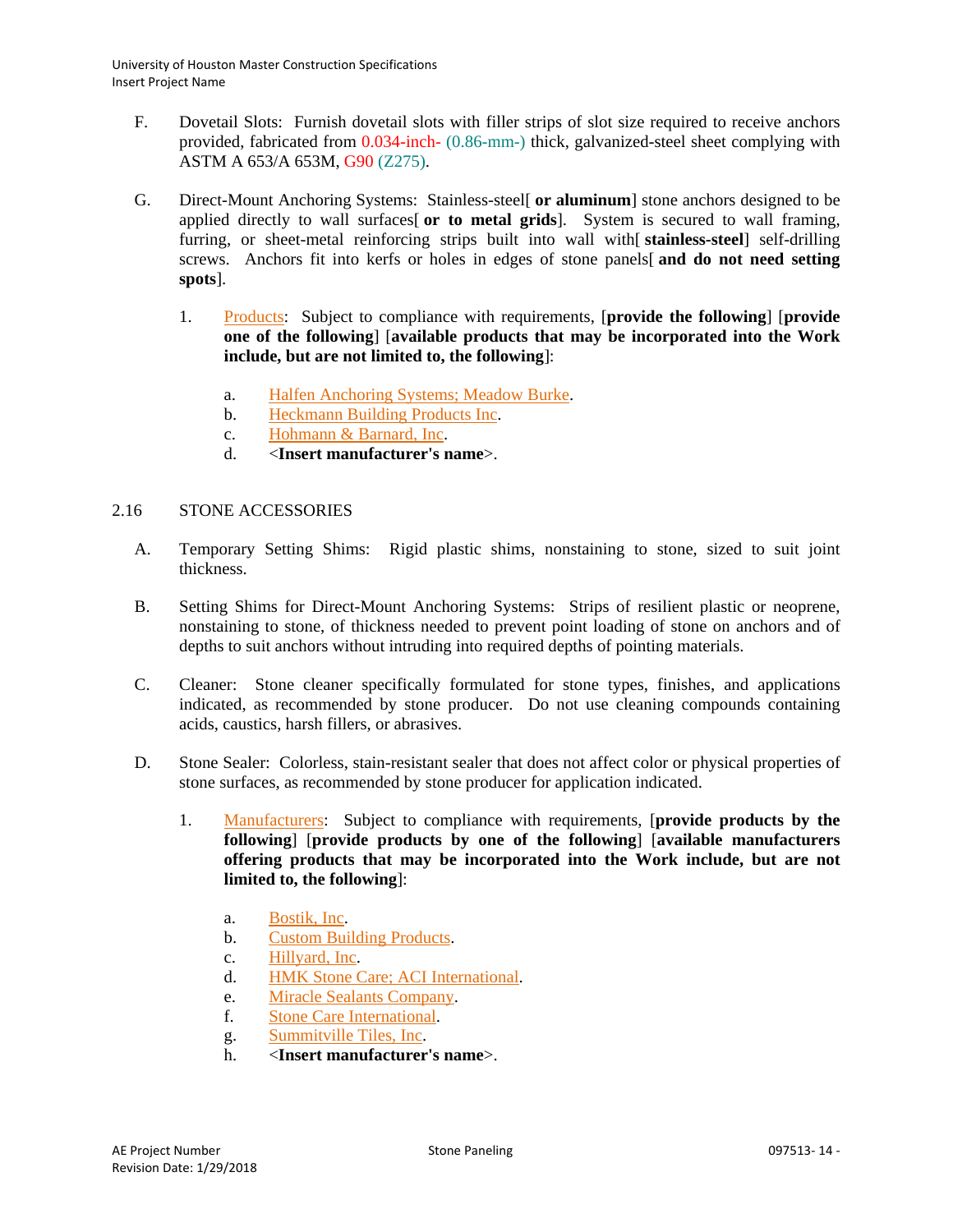F. Dovetail Slots: Furnish dovetail slots with filler strips of slot size required to receive anchors provided, fabricated from 0.034-inch- (0.86-mm-) thick, galvanized-steel sheet complying with ASTM A 653/A 653M, G90 (Z275).

G. Direct-Mount Anchoring Systems: Stainless-steel[ **or aluminum**] stone anchors designed to be applied directly to wall surfaces[ **or to metal grids**]. System is secured to wall framing, furring, or sheet-metal reinforcing strips built into wall with[ **stainless-steel**] self-drilling screws. Anchors fit into kerfs or holes in edges of stone panels[ **and do not need setting spots**].

1. Products: Subject to compliance with requirements, [**provide the following**] [**provide one of the following**] [**available products that may be incorporated into the Work include, but are not limited to, the following**]:

   a. Halfen Anchoring Systems; Meadow Burke.
   b. Heckmann Building Products Inc.
   c. Hohmann & Barnard, Inc.
   d. <**Insert manufacturer's name**>.

## 2.16 STONE ACCESSORIES

A. Temporary Setting Shims: Rigid plastic shims, nonstaining to stone, sized to suit joint thickness.

B. Setting Shims for Direct-Mount Anchoring Systems: Strips of resilient plastic or neoprene, nonstaining to stone, of thickness needed to prevent point loading of stone on anchors and of depths to suit anchors without intruding into required depths of pointing materials.

C. Cleaner: Stone cleaner specifically formulated for stone types, finishes, and applications indicated, as recommended by stone producer. Do not use cleaning compounds containing acids, caustics, harsh fillers, or abrasives.

D. Stone Sealer: Colorless, stain-resistant sealer that does not affect color or physical properties of stone surfaces, as recommended by stone producer for application indicated.

1. Manufacturers: Subject to compliance with requirements, [**provide products by the following**] [**provide products by one of the following**] [**available manufacturers offering products that may be incorporated into the Work include, but are not limited to, the following**]:

   a. Bostik, Inc.
   b. Custom Building Products.
   c. Hillyard, Inc.
   d. HMK Stone Care; ACI International.
   e. Miracle Sealants Company.
   f. Stone Care International.
   g. Summitville Tiles, Inc.
   h. <**Insert manufacturer's name**>.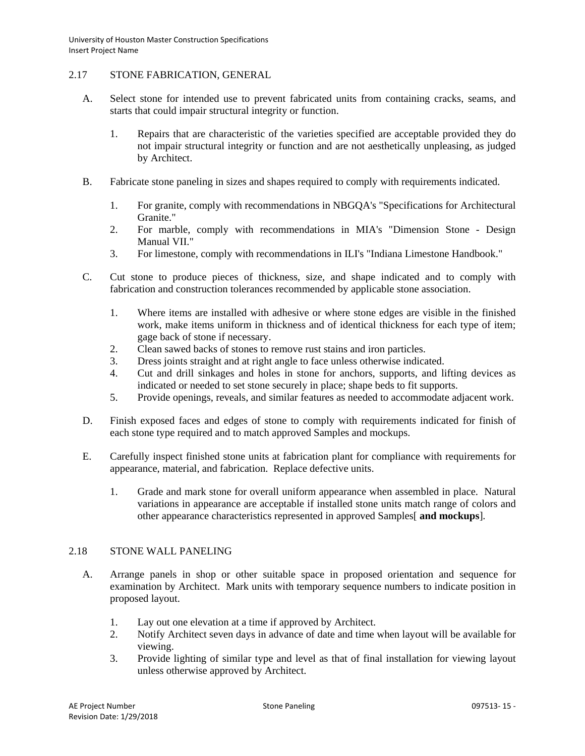## 2.17 STONE FABRICATION, GENERAL

A. Select stone for intended use to prevent fabricated units from containing cracks, seams, and starts that could impair structural integrity or function.

   1. Repairs that are characteristic of the varieties specified are acceptable provided they do not impair structural integrity or function and are not aesthetically unpleasing, as judged by Architect.

B. Fabricate stone paneling in sizes and shapes required to comply with requirements indicated.

   1. For granite, comply with recommendations in NBGQA's "Specifications for Architectural Granite."
   2. For marble, comply with recommendations in MIA's "Dimension Stone - Design Manual VII."
   3. For limestone, comply with recommendations in ILI's "Indiana Limestone Handbook."

C. Cut stone to produce pieces of thickness, size, and shape indicated and to comply with fabrication and construction tolerances recommended by applicable stone association.

   1. Where items are installed with adhesive or where stone edges are visible in the finished work, make items uniform in thickness and of identical thickness for each type of item; gage back of stone if necessary.
   2. Clean sawed backs of stones to remove rust stains and iron particles.
   3. Dress joints straight and at right angle to face unless otherwise indicated.
   4. Cut and drill sinkages and holes in stone for anchors, supports, and lifting devices as indicated or needed to set stone securely in place; shape beds to fit supports.
   5. Provide openings, reveals, and similar features as needed to accommodate adjacent work.

D. Finish exposed faces and edges of stone to comply with requirements indicated for finish of each stone type required and to match approved Samples and mockups.

E. Carefully inspect finished stone units at fabrication plant for compliance with requirements for appearance, material, and fabrication. Replace defective units.

   1. Grade and mark stone for overall uniform appearance when assembled in place. Natural variations in appearance are acceptable if installed stone units match range of colors and other appearance characteristics represented in approved Samples[ **and mockups**].

## 2.18 STONE WALL PANELING

A. Arrange panels in shop or other suitable space in proposed orientation and sequence for examination by Architect. Mark units with temporary sequence numbers to indicate position in proposed layout.

   1. Lay out one elevation at a time if approved by Architect.
   2. Notify Architect seven days in advance of date and time when layout will be available for viewing.
   3. Provide lighting of similar type and level as that of final installation for viewing layout unless otherwise approved by Architect.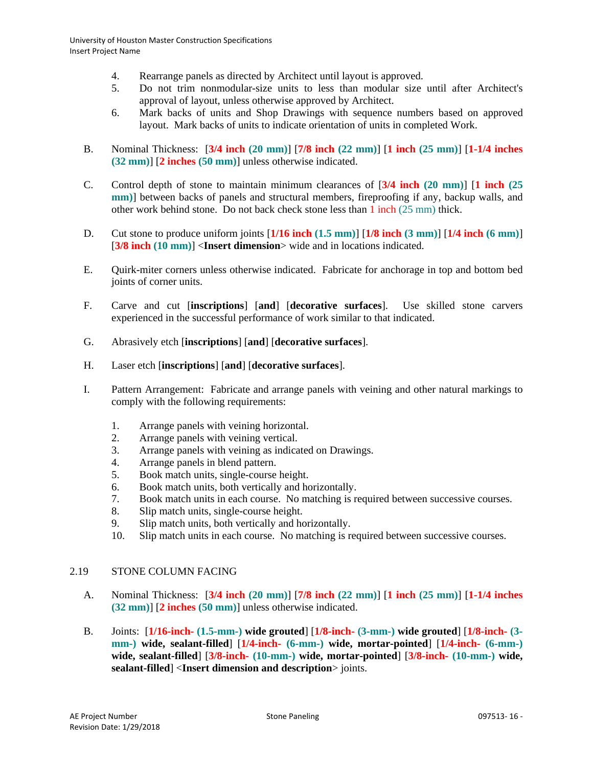4. Rearrange panels as directed by Architect until layout is approved.
5. Do not trim nonmodular-size units to less than modular size until after Architect's approval of layout, unless otherwise approved by Architect.
6. Mark backs of units and Shop Drawings with sequence numbers based on approved layout. Mark backs of units to indicate orientation of units in completed Work.

B. Nominal Thickness: [**3/4 inch (20 mm)**] [**7/8 inch (22 mm)**] [**1 inch (25 mm)**] [**1-1/4 inches (32 mm)**] [**2 inches (50 mm)**] unless otherwise indicated.

C. Control depth of stone to maintain minimum clearances of [**3/4 inch (20 mm)**] [**1 inch (25 mm)**] between backs of panels and structural members, fireproofing if any, backup walls, and other work behind stone. Do not back check stone less than 1 inch (25 mm) thick.

D. Cut stone to produce uniform joints [**1/16 inch (1.5 mm)**] [**1/8 inch (3 mm)**] [**1/4 inch (6 mm)**] [**3/8 inch (10 mm)**] <**Insert dimension**> wide and in locations indicated.

E. Quirk-miter corners unless otherwise indicated. Fabricate for anchorage in top and bottom bed joints of corner units.

F. Carve and cut [**inscriptions**] [**and**] [**decorative surfaces**]. Use skilled stone carvers experienced in the successful performance of work similar to that indicated.

G. Abrasively etch [**inscriptions**] [**and**] [**decorative surfaces**].

H. Laser etch [**inscriptions**] [**and**] [**decorative surfaces**].

I. Pattern Arrangement: Fabricate and arrange panels with veining and other natural markings to comply with the following requirements:

1. Arrange panels with veining horizontal.
2. Arrange panels with veining vertical.
3. Arrange panels with veining as indicated on Drawings.
4. Arrange panels in blend pattern.
5. Book match units, single-course height.
6. Book match units, both vertically and horizontally.
7. Book match units in each course. No matching is required between successive courses.
8. Slip match units, single-course height.
9. Slip match units, both vertically and horizontally.
10. Slip match units in each course. No matching is required between successive courses.

## 2.19 STONE COLUMN FACING

A. Nominal Thickness: [**3/4 inch (20 mm)**] [**7/8 inch (22 mm)**] [**1 inch (25 mm)**] [**1-1/4 inches (32 mm)**] [**2 inches (50 mm)**] unless otherwise indicated.

B. Joints: [**1/16-inch- (1.5-mm-) wide grouted**] [**1/8-inch- (3-mm-) wide grouted**] [**1/8-inch- (3-mm-) wide, sealant-filled**] [**1/4-inch- (6-mm-) wide, mortar-pointed**] [**1/4-inch- (6-mm-) wide, sealant-filled**] [**3/8-inch- (10-mm-) wide, mortar-pointed**] [**3/8-inch- (10-mm-) wide, sealant-filled**] <**Insert dimension and description**> joints.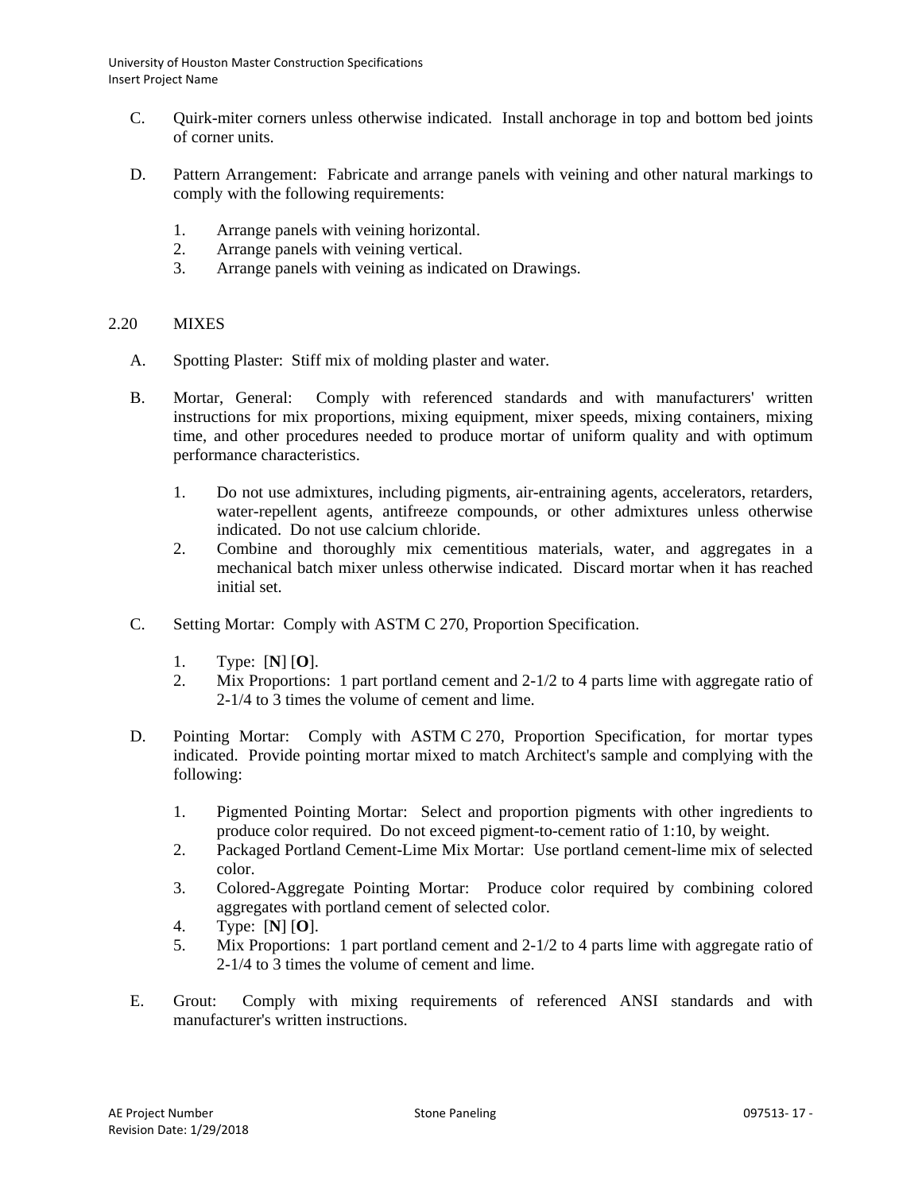C. Quirk-miter corners unless otherwise indicated. Install anchorage in top and bottom bed joints of corner units.

D. Pattern Arrangement: Fabricate and arrange panels with veining and other natural markings to comply with the following requirements:

   1. Arrange panels with veining horizontal.
   2. Arrange panels with veining vertical.
   3. Arrange panels with veining as indicated on Drawings.

## 2.20 MIXES

A. Spotting Plaster: Stiff mix of molding plaster and water.

B. Mortar, General: Comply with referenced standards and with manufacturers' written instructions for mix proportions, mixing equipment, mixer speeds, mixing containers, mixing time, and other procedures needed to produce mortar of uniform quality and with optimum performance characteristics.

   1. Do not use admixtures, including pigments, air-entraining agents, accelerators, retarders, water-repellent agents, antifreeze compounds, or other admixtures unless otherwise indicated. Do not use calcium chloride.
   2. Combine and thoroughly mix cementitious materials, water, and aggregates in a mechanical batch mixer unless otherwise indicated. Discard mortar when it has reached initial set.

C. Setting Mortar: Comply with ASTM C 270, Proportion Specification.

   1. Type: [**N**] [**O**].
   2. Mix Proportions: 1 part portland cement and 2-1/2 to 4 parts lime with aggregate ratio of 2-1/4 to 3 times the volume of cement and lime.

D. Pointing Mortar: Comply with ASTM C 270, Proportion Specification, for mortar types indicated. Provide pointing mortar mixed to match Architect's sample and complying with the following:

   1. Pigmented Pointing Mortar: Select and proportion pigments with other ingredients to produce color required. Do not exceed pigment-to-cement ratio of 1:10, by weight.
   2. Packaged Portland Cement-Lime Mix Mortar: Use portland cement-lime mix of selected color.
   3. Colored-Aggregate Pointing Mortar: Produce color required by combining colored aggregates with portland cement of selected color.
   4. Type: [**N**] [**O**].
   5. Mix Proportions: 1 part portland cement and 2-1/2 to 4 parts lime with aggregate ratio of 2-1/4 to 3 times the volume of cement and lime.

E. Grout: Comply with mixing requirements of referenced ANSI standards and with manufacturer's written instructions.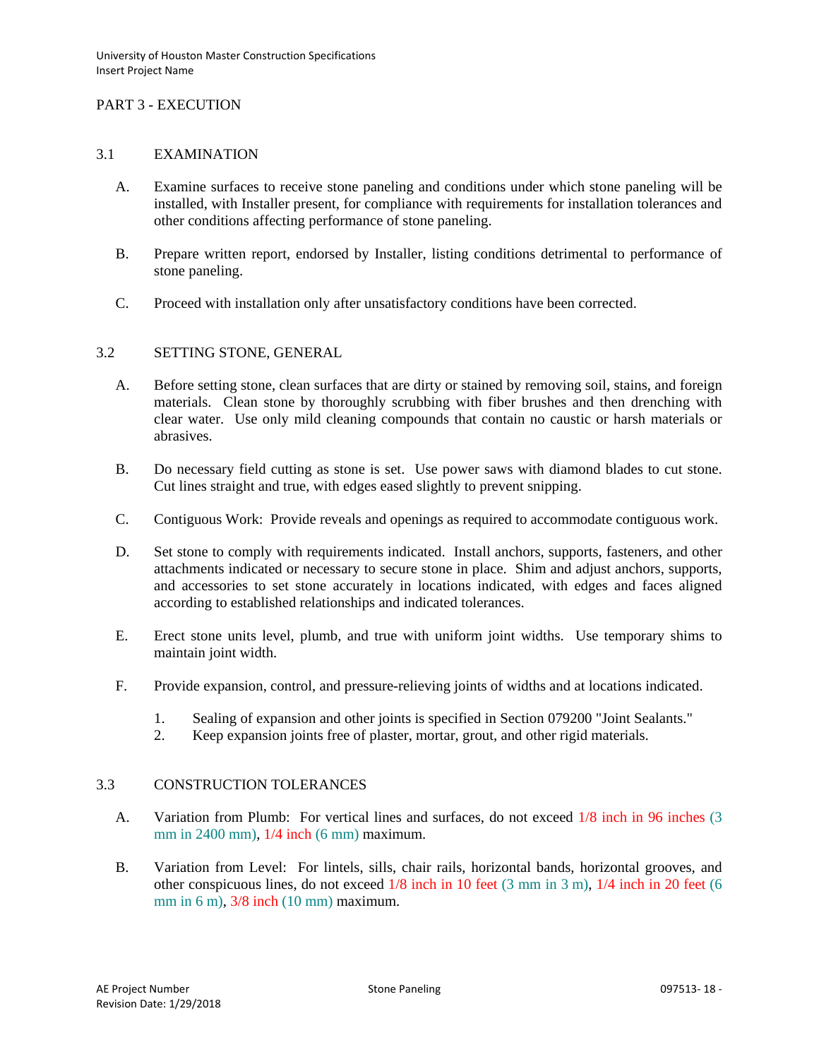## PART 3 - EXECUTION

### 3.1 EXAMINATION

A. Examine surfaces to receive stone paneling and conditions under which stone paneling will be installed, with Installer present, for compliance with requirements for installation tolerances and other conditions affecting performance of stone paneling.

B. Prepare written report, endorsed by Installer, listing conditions detrimental to performance of stone paneling.

C. Proceed with installation only after unsatisfactory conditions have been corrected.

### 3.2 SETTING STONE, GENERAL

A. Before setting stone, clean surfaces that are dirty or stained by removing soil, stains, and foreign materials. Clean stone by thoroughly scrubbing with fiber brushes and then drenching with clear water. Use only mild cleaning compounds that contain no caustic or harsh materials or abrasives.

B. Do necessary field cutting as stone is set. Use power saws with diamond blades to cut stone. Cut lines straight and true, with edges eased slightly to prevent snipping.

C. Contiguous Work: Provide reveals and openings as required to accommodate contiguous work.

D. Set stone to comply with requirements indicated. Install anchors, supports, fasteners, and other attachments indicated or necessary to secure stone in place. Shim and adjust anchors, supports, and accessories to set stone accurately in locations indicated, with edges and faces aligned according to established relationships and indicated tolerances.

E. Erect stone units level, plumb, and true with uniform joint widths. Use temporary shims to maintain joint width.

F. Provide expansion, control, and pressure-relieving joints of widths and at locations indicated.

1. Sealing of expansion and other joints is specified in Section 079200 "Joint Sealants."
2. Keep expansion joints free of plaster, mortar, grout, and other rigid materials.

### 3.3 CONSTRUCTION TOLERANCES

A. Variation from Plumb: For vertical lines and surfaces, do not exceed 1/8 inch in 96 inches (3 mm in 2400 mm), 1/4 inch (6 mm) maximum.

B. Variation from Level: For lintels, sills, chair rails, horizontal bands, horizontal grooves, and other conspicuous lines, do not exceed 1/8 inch in 10 feet (3 mm in 3 m), 1/4 inch in 20 feet (6 mm in 6 m), 3/8 inch (10 mm) maximum.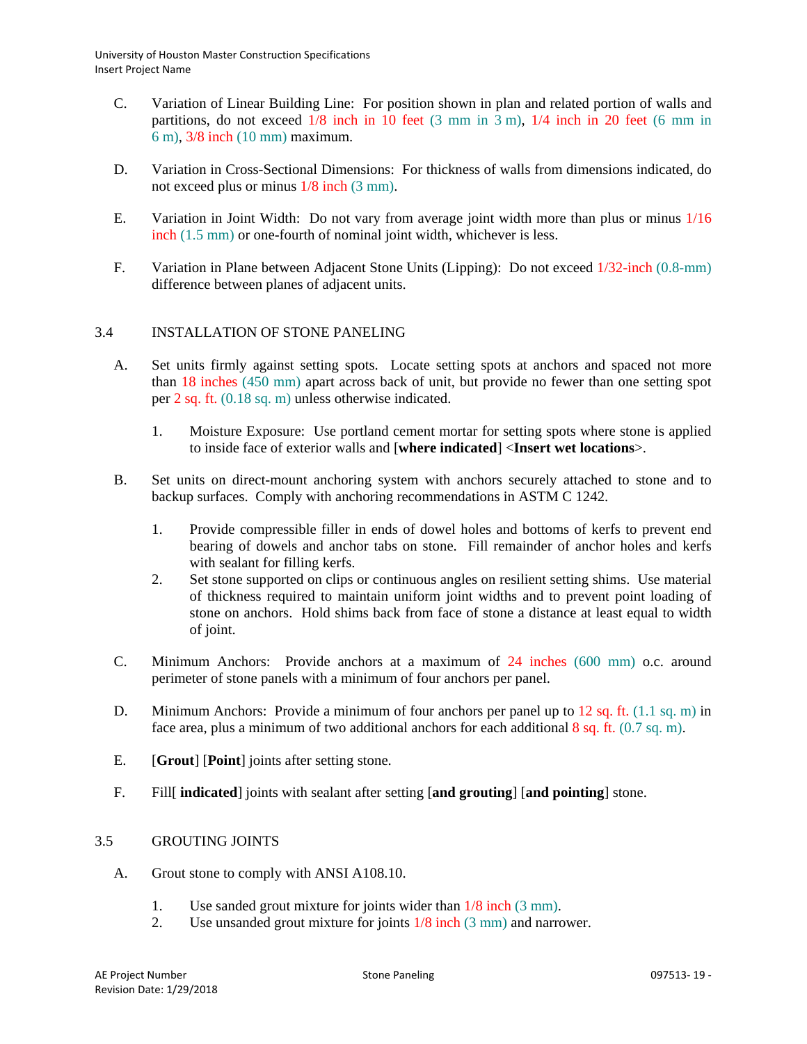C. Variation of Linear Building Line: For position shown in plan and related portion of walls and partitions, do not exceed 1/8 inch in 10 feet (3 mm in 3 m), 1/4 inch in 20 feet (6 mm in 6 m), 3/8 inch (10 mm) maximum.

D. Variation in Cross-Sectional Dimensions: For thickness of walls from dimensions indicated, do not exceed plus or minus 1/8 inch (3 mm).

E. Variation in Joint Width: Do not vary from average joint width more than plus or minus 1/16 inch (1.5 mm) or one-fourth of nominal joint width, whichever is less.

F. Variation in Plane between Adjacent Stone Units (Lipping): Do not exceed 1/32-inch (0.8-mm) difference between planes of adjacent units.

## 3.4 INSTALLATION OF STONE PANELING

A. Set units firmly against setting spots. Locate setting spots at anchors and spaced not more than 18 inches (450 mm) apart across back of unit, but provide no fewer than one setting spot per 2 sq. ft. (0.18 sq. m) unless otherwise indicated.

   1. Moisture Exposure: Use portland cement mortar for setting spots where stone is applied to inside face of exterior walls and [**where indicated**] <**Insert wet locations**>.

B. Set units on direct-mount anchoring system with anchors securely attached to stone and to backup surfaces. Comply with anchoring recommendations in ASTM C 1242.

   1. Provide compressible filler in ends of dowel holes and bottoms of kerfs to prevent end bearing of dowels and anchor tabs on stone. Fill remainder of anchor holes and kerfs with sealant for filling kerfs.
   2. Set stone supported on clips or continuous angles on resilient setting shims. Use material of thickness required to maintain uniform joint widths and to prevent point loading of stone on anchors. Hold shims back from face of stone a distance at least equal to width of joint.

C. Minimum Anchors: Provide anchors at a maximum of 24 inches (600 mm) o.c. around perimeter of stone panels with a minimum of four anchors per panel.

D. Minimum Anchors: Provide a minimum of four anchors per panel up to 12 sq. ft. (1.1 sq. m) in face area, plus a minimum of two additional anchors for each additional 8 sq. ft. (0.7 sq. m).

E. [**Grout**] [**Point**] joints after setting stone.

F. Fill[ **indicated**] joints with sealant after setting [**and grouting**] [**and pointing**] stone.

## 3.5 GROUTING JOINTS

A. Grout stone to comply with ANSI A108.10.

   1. Use sanded grout mixture for joints wider than 1/8 inch (3 mm).
   2. Use unsanded grout mixture for joints 1/8 inch (3 mm) and narrower.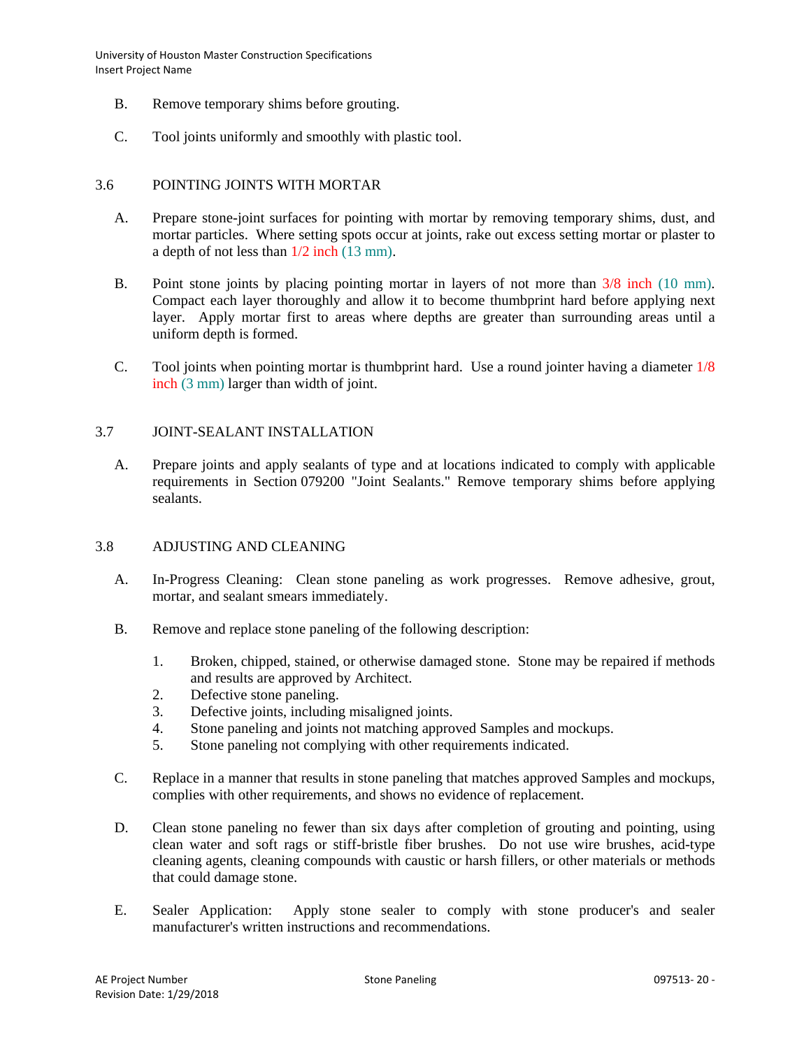B. Remove temporary shims before grouting.

C. Tool joints uniformly and smoothly with plastic tool.

## 3.6 POINTING JOINTS WITH MORTAR

A. Prepare stone-joint surfaces for pointing with mortar by removing temporary shims, dust, and mortar particles. Where setting spots occur at joints, rake out excess setting mortar or plaster to a depth of not less than 1/2 inch (13 mm).

B. Point stone joints by placing pointing mortar in layers of not more than 3/8 inch (10 mm). Compact each layer thoroughly and allow it to become thumbprint hard before applying next layer. Apply mortar first to areas where depths are greater than surrounding areas until a uniform depth is formed.

C. Tool joints when pointing mortar is thumbprint hard. Use a round jointer having a diameter 1/8 inch (3 mm) larger than width of joint.

## 3.7 JOINT-SEALANT INSTALLATION

A. Prepare joints and apply sealants of type and at locations indicated to comply with applicable requirements in Section 079200 "Joint Sealants." Remove temporary shims before applying sealants.

## 3.8 ADJUSTING AND CLEANING

A. In-Progress Cleaning: Clean stone paneling as work progresses. Remove adhesive, grout, mortar, and sealant smears immediately.

B. Remove and replace stone paneling of the following description:

1. Broken, chipped, stained, or otherwise damaged stone. Stone may be repaired if methods and results are approved by Architect.
2. Defective stone paneling.
3. Defective joints, including misaligned joints.
4. Stone paneling and joints not matching approved Samples and mockups.
5. Stone paneling not complying with other requirements indicated.

C. Replace in a manner that results in stone paneling that matches approved Samples and mockups, complies with other requirements, and shows no evidence of replacement.

D. Clean stone paneling no fewer than six days after completion of grouting and pointing, using clean water and soft rags or stiff-bristle fiber brushes. Do not use wire brushes, acid-type cleaning agents, cleaning compounds with caustic or harsh fillers, or other materials or methods that could damage stone.

E. Sealer Application: Apply stone sealer to comply with stone producer's and sealer manufacturer's written instructions and recommendations.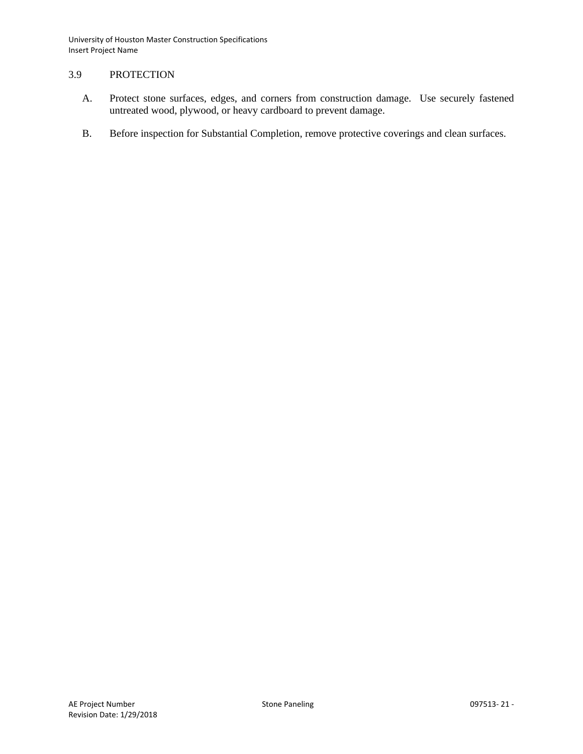## 3.9 PROTECTION

A. Protect stone surfaces, edges, and corners from construction damage. Use securely fastened untreated wood, plywood, or heavy cardboard to prevent damage.

B. Before inspection for Substantial Completion, remove protective coverings and clean surfaces.